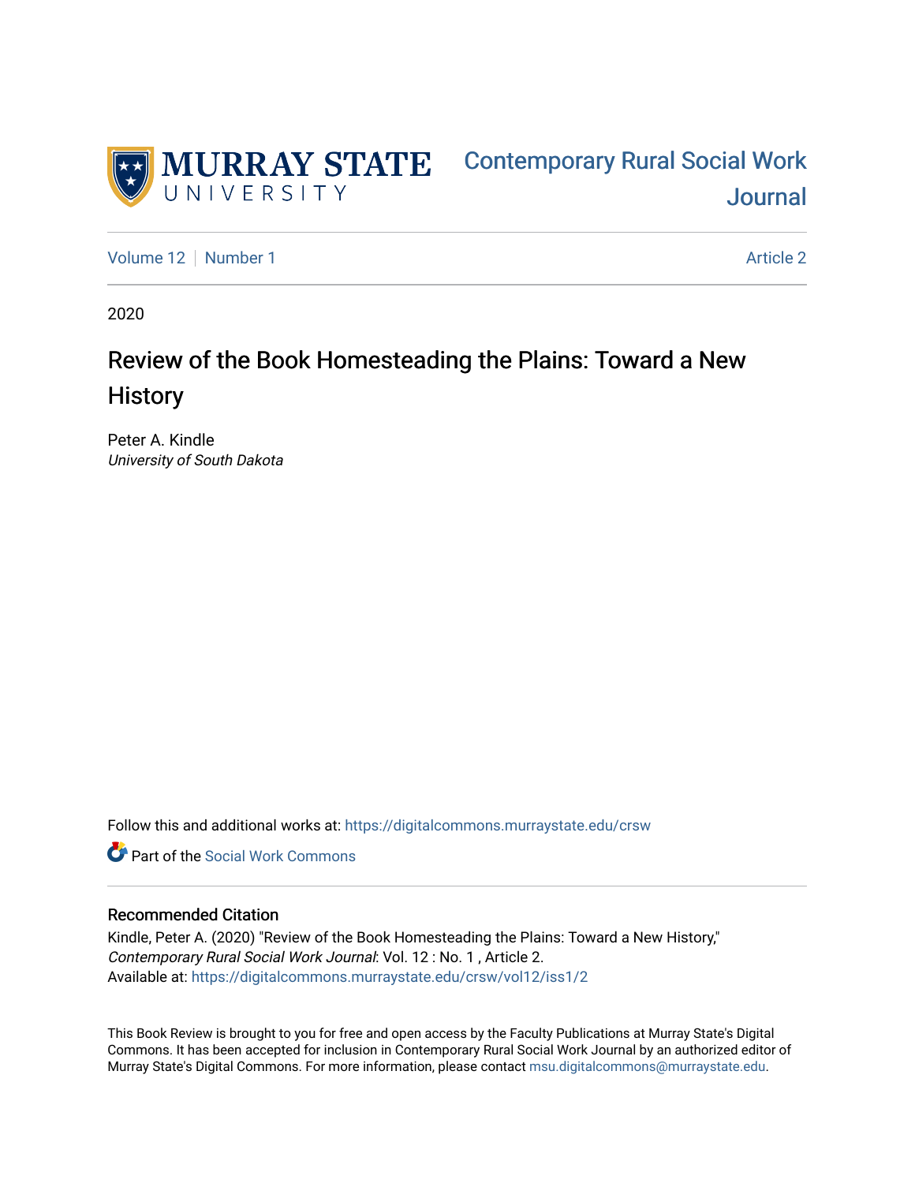MURRAY STATE UNIVERSITY

Contemporary Rural Social Work Journal

Volume 12 | Number 1 | Article 2

2020

# Review of the Book Homesteading the Plains: Toward a New History

Peter A. Kindle
*University of South Dakota*

Follow this and additional works at: https://digitalcommons.murraystate.edu/crsw

Part of the Social Work Commons

## Recommended Citation

Kindle, Peter A. (2020) "Review of the Book Homesteading the Plains: Toward a New History," *Contemporary Rural Social Work Journal*: Vol. 12 : No. 1 , Article 2.
Available at: https://digitalcommons.murraystate.edu/crsw/vol12/iss1/2

This Book Review is brought to you for free and open access by the Faculty Publications at Murray State's Digital Commons. It has been accepted for inclusion in Contemporary Rural Social Work Journal by an authorized editor of Murray State's Digital Commons. For more information, please contact msu.digitalcommons@murraystate.edu.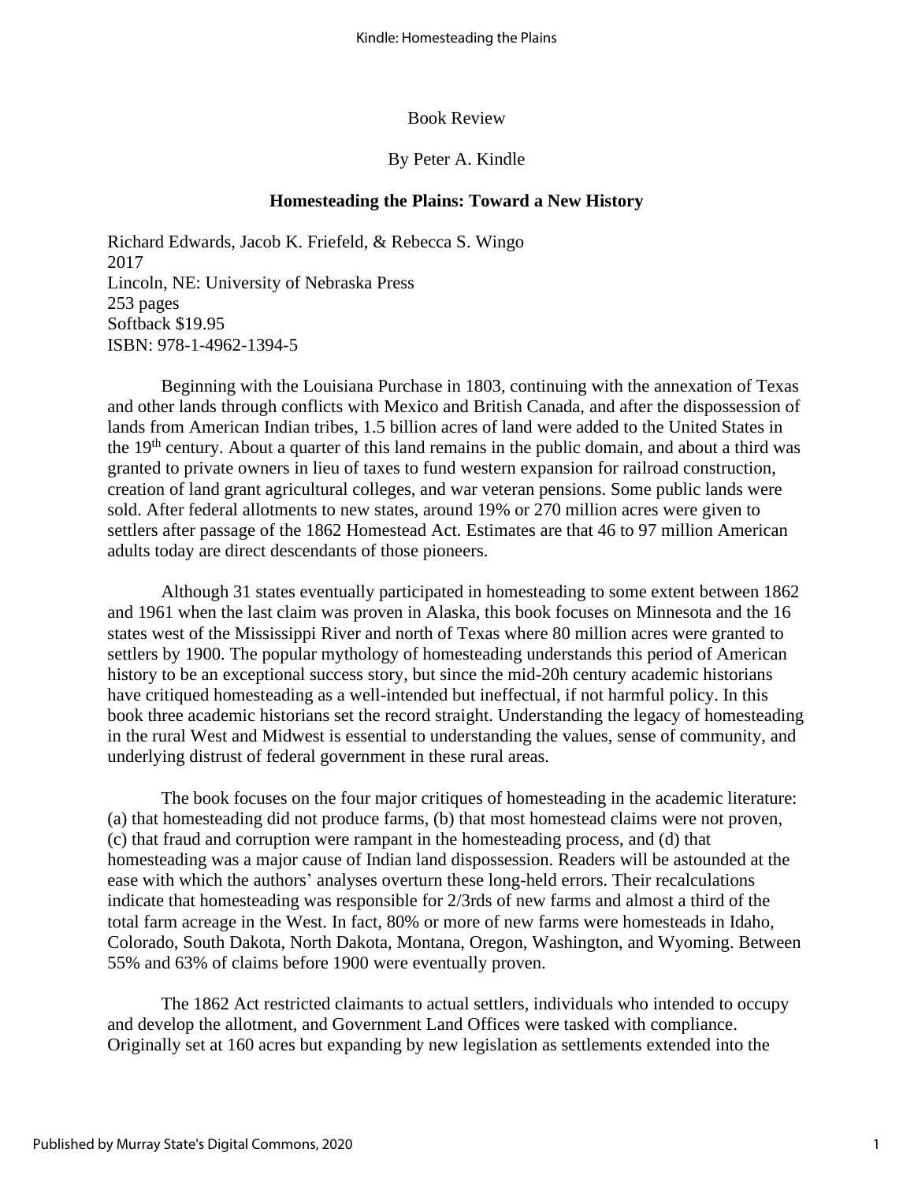Book Review

By Peter A. Kindle

**Homesteading the Plains: Toward a New History**

Richard Edwards, Jacob K. Friefeld, & Rebecca S. Wingo
2017
Lincoln, NE: University of Nebraska Press
253 pages
Softback $19.95
ISBN: 978-1-4962-1394-5

Beginning with the Louisiana Purchase in 1803, continuing with the annexation of Texas and other lands through conflicts with Mexico and British Canada, and after the dispossession of lands from American Indian tribes, 1.5 billion acres of land were added to the United States in the 19th century. About a quarter of this land remains in the public domain, and about a third was granted to private owners in lieu of taxes to fund western expansion for railroad construction, creation of land grant agricultural colleges, and war veteran pensions. Some public lands were sold. After federal allotments to new states, around 19% or 270 million acres were given to settlers after passage of the 1862 Homestead Act. Estimates are that 46 to 97 million American adults today are direct descendants of those pioneers.

Although 31 states eventually participated in homesteading to some extent between 1862 and 1961 when the last claim was proven in Alaska, this book focuses on Minnesota and the 16 states west of the Mississippi River and north of Texas where 80 million acres were granted to settlers by 1900. The popular mythology of homesteading understands this period of American history to be an exceptional success story, but since the mid-20h century academic historians have critiqued homesteading as a well-intended but ineffectual, if not harmful policy. In this book three academic historians set the record straight. Understanding the legacy of homesteading in the rural West and Midwest is essential to understanding the values, sense of community, and underlying distrust of federal government in these rural areas.

The book focuses on the four major critiques of homesteading in the academic literature: (a) that homesteading did not produce farms, (b) that most homestead claims were not proven, (c) that fraud and corruption were rampant in the homesteading process, and (d) that homesteading was a major cause of Indian land dispossession. Readers will be astounded at the ease with which the authors' analyses overturn these long-held errors. Their recalculations indicate that homesteading was responsible for 2/3rds of new farms and almost a third of the total farm acreage in the West. In fact, 80% or more of new farms were homesteads in Idaho, Colorado, South Dakota, North Dakota, Montana, Oregon, Washington, and Wyoming. Between 55% and 63% of claims before 1900 were eventually proven.

The 1862 Act restricted claimants to actual settlers, individuals who intended to occupy and develop the allotment, and Government Land Offices were tasked with compliance. Originally set at 160 acres but expanding by new legislation as settlements extended into the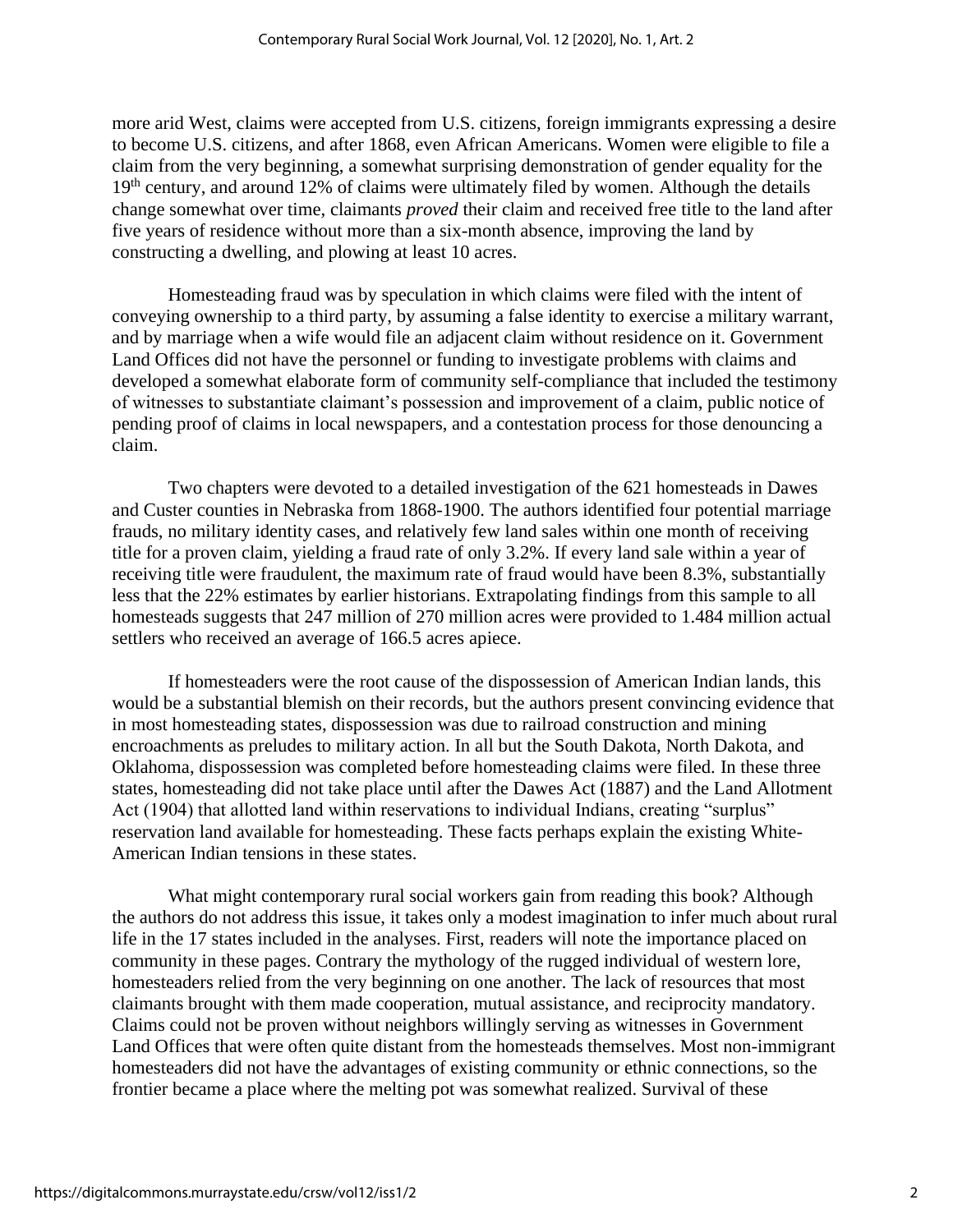more arid West, claims were accepted from U.S. citizens, foreign immigrants expressing a desire to become U.S. citizens, and after 1868, even African Americans. Women were eligible to file a claim from the very beginning, a somewhat surprising demonstration of gender equality for the 19th century, and around 12% of claims were ultimately filed by women. Although the details change somewhat over time, claimants *proved* their claim and received free title to the land after five years of residence without more than a six-month absence, improving the land by constructing a dwelling, and plowing at least 10 acres.

Homesteading fraud was by speculation in which claims were filed with the intent of conveying ownership to a third party, by assuming a false identity to exercise a military warrant, and by marriage when a wife would file an adjacent claim without residence on it. Government Land Offices did not have the personnel or funding to investigate problems with claims and developed a somewhat elaborate form of community self-compliance that included the testimony of witnesses to substantiate claimant's possession and improvement of a claim, public notice of pending proof of claims in local newspapers, and a contestation process for those denouncing a claim.

Two chapters were devoted to a detailed investigation of the 621 homesteads in Dawes and Custer counties in Nebraska from 1868-1900. The authors identified four potential marriage frauds, no military identity cases, and relatively few land sales within one month of receiving title for a proven claim, yielding a fraud rate of only 3.2%. If every land sale within a year of receiving title were fraudulent, the maximum rate of fraud would have been 8.3%, substantially less that the 22% estimates by earlier historians. Extrapolating findings from this sample to all homesteads suggests that 247 million of 270 million acres were provided to 1.484 million actual settlers who received an average of 166.5 acres apiece.

If homesteaders were the root cause of the dispossession of American Indian lands, this would be a substantial blemish on their records, but the authors present convincing evidence that in most homesteading states, dispossession was due to railroad construction and mining encroachments as preludes to military action. In all but the South Dakota, North Dakota, and Oklahoma, dispossession was completed before homesteading claims were filed. In these three states, homesteading did not take place until after the Dawes Act (1887) and the Land Allotment Act (1904) that allotted land within reservations to individual Indians, creating "surplus" reservation land available for homesteading. These facts perhaps explain the existing White-American Indian tensions in these states.

What might contemporary rural social workers gain from reading this book? Although the authors do not address this issue, it takes only a modest imagination to infer much about rural life in the 17 states included in the analyses. First, readers will note the importance placed on community in these pages. Contrary the mythology of the rugged individual of western lore, homesteaders relied from the very beginning on one another. The lack of resources that most claimants brought with them made cooperation, mutual assistance, and reciprocity mandatory. Claims could not be proven without neighbors willingly serving as witnesses in Government Land Offices that were often quite distant from the homesteads themselves. Most non-immigrant homesteaders did not have the advantages of existing community or ethnic connections, so the frontier became a place where the melting pot was somewhat realized. Survival of these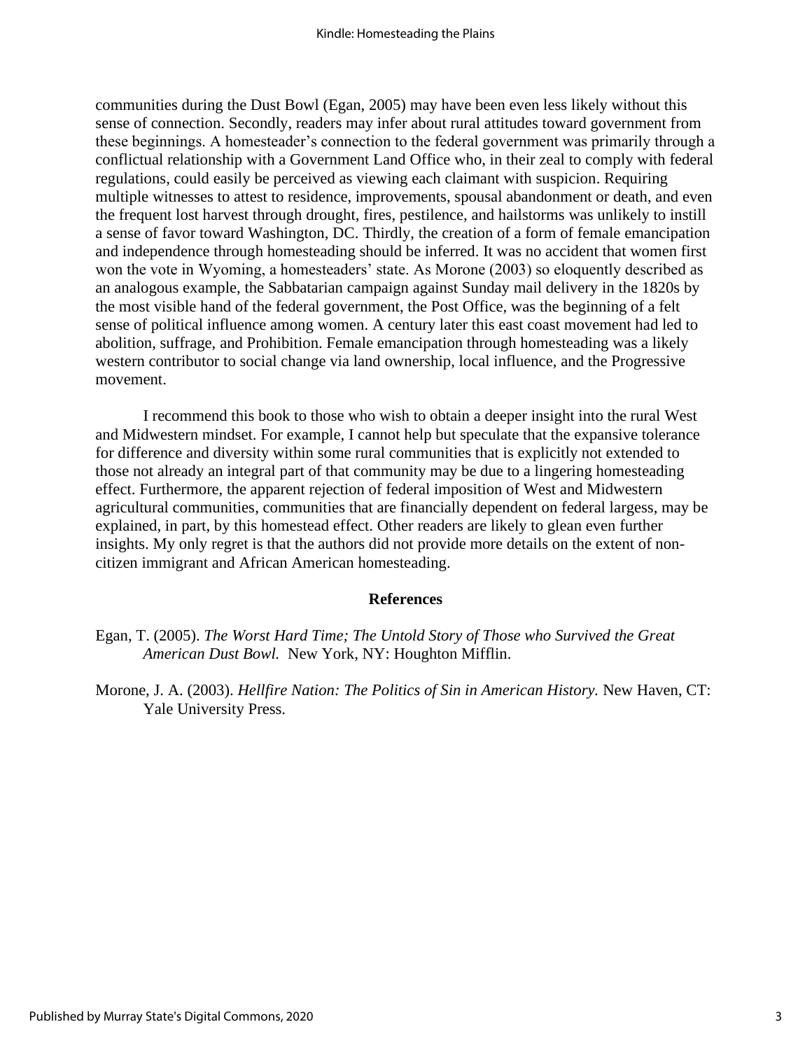communities during the Dust Bowl (Egan, 2005) may have been even less likely without this sense of connection. Secondly, readers may infer about rural attitudes toward government from these beginnings. A homesteader's connection to the federal government was primarily through a conflictual relationship with a Government Land Office who, in their zeal to comply with federal regulations, could easily be perceived as viewing each claimant with suspicion. Requiring multiple witnesses to attest to residence, improvements, spousal abandonment or death, and even the frequent lost harvest through drought, fires, pestilence, and hailstorms was unlikely to instill a sense of favor toward Washington, DC. Thirdly, the creation of a form of female emancipation and independence through homesteading should be inferred. It was no accident that women first won the vote in Wyoming, a homesteaders' state. As Morone (2003) so eloquently described as an analogous example, the Sabbatarian campaign against Sunday mail delivery in the 1820s by the most visible hand of the federal government, the Post Office, was the beginning of a felt sense of political influence among women. A century later this east coast movement had led to abolition, suffrage, and Prohibition. Female emancipation through homesteading was a likely western contributor to social change via land ownership, local influence, and the Progressive movement.

I recommend this book to those who wish to obtain a deeper insight into the rural West and Midwestern mindset. For example, I cannot help but speculate that the expansive tolerance for difference and diversity within some rural communities that is explicitly not extended to those not already an integral part of that community may be due to a lingering homesteading effect. Furthermore, the apparent rejection of federal imposition of West and Midwestern agricultural communities, communities that are financially dependent on federal largess, may be explained, in part, by this homestead effect. Other readers are likely to glean even further insights. My only regret is that the authors did not provide more details on the extent of non-citizen immigrant and African American homesteading.

## References

Egan, T. (2005). *The Worst Hard Time; The Untold Story of Those who Survived the Great American Dust Bowl.* New York, NY: Houghton Mifflin.

Morone, J. A. (2003). *Hellfire Nation: The Politics of Sin in American History.* New Haven, CT: Yale University Press.